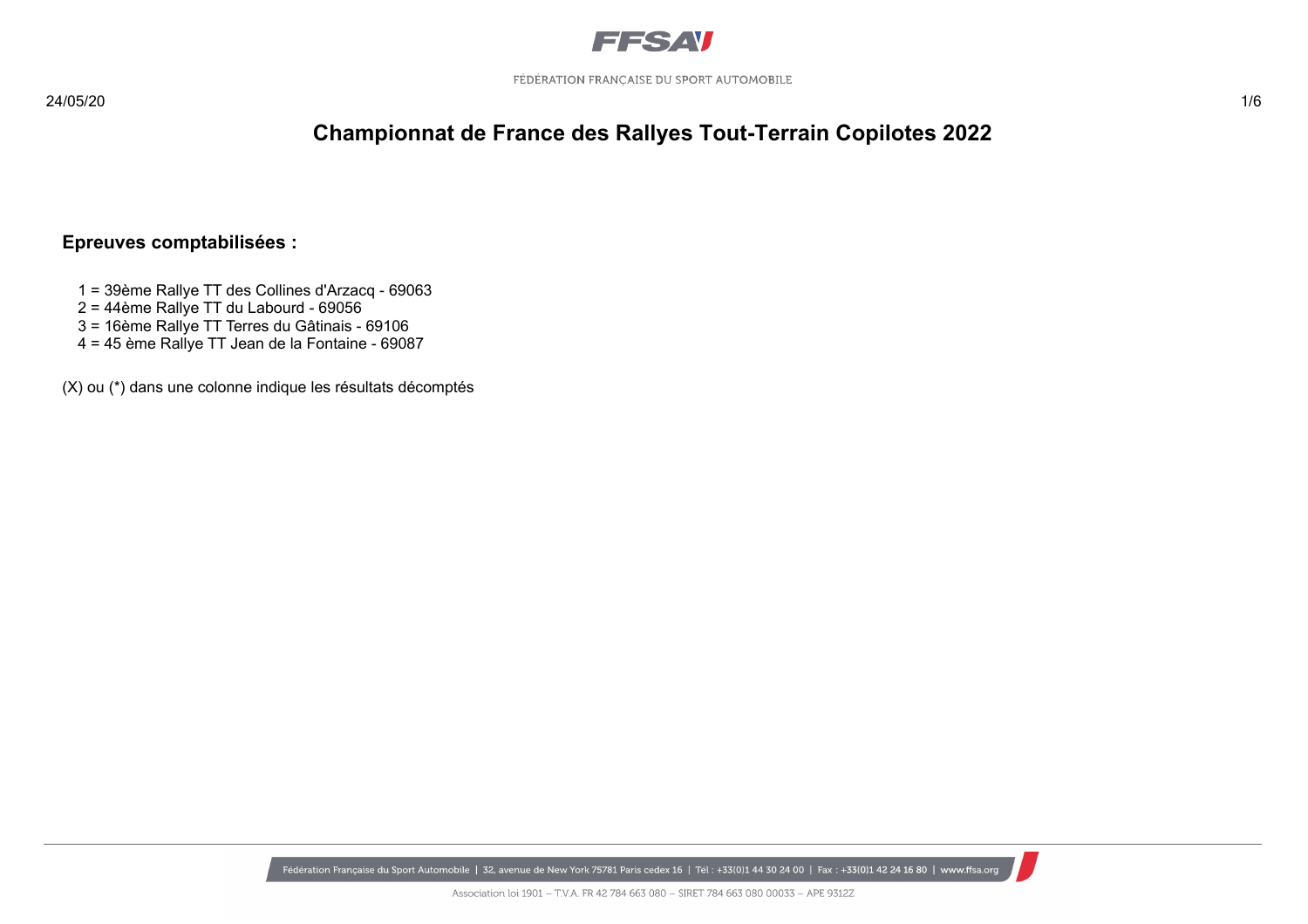# Championnat de France des Rallyes Tout-Terrain Copilotes 2022

## Epreuves comptabilisées :

1 = 39ème Rallye TT des Collines d'Arzacq - 69063
2 = 44ème Rallye TT du Labourd - 69056
3 = 16ème Rallye TT Terres du Gâtinais - 69106
4 = 45 ème Rallye TT Jean de la Fontaine - 69087

(X) ou (*) dans une colonne indique les résultats décomptés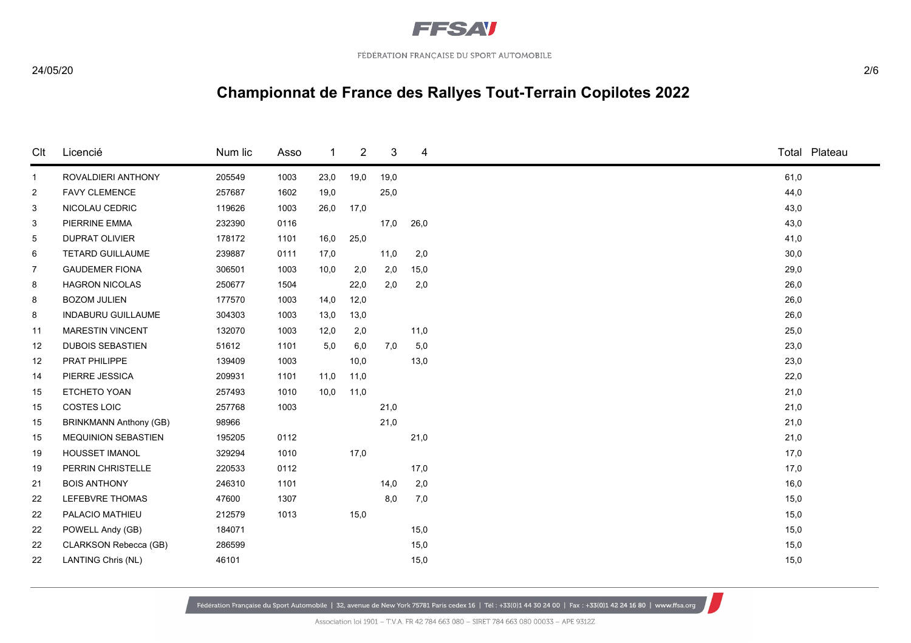# Championnat de France des Rallyes Tout-Terrain Copilotes 2022

| Clt | Licencié | Num lic | Asso | 1 | 2 | 3 | 4 | Total | Plateau |
|---|---|---|---|---|---|---|---|---|---|
| 1 | ROVALDIERI ANTHONY | 205549 | 1003 | 23,0 | 19,0 | 19,0 | | 61,0 | |
| 2 | FAVY CLEMENCE | 257687 | 1602 | 19,0 | | 25,0 | | 44,0 | |
| 3 | NICOLAU CEDRIC | 119626 | 1003 | 26,0 | 17,0 | | | 43,0 | |
| 3 | PIERRINE EMMA | 232390 | 0116 | | | 17,0 | 26,0 | 43,0 | |
| 5 | DUPRAT OLIVIER | 178172 | 1101 | 16,0 | 25,0 | | | 41,0 | |
| 6 | TETARD GUILLAUME | 239887 | 0111 | 17,0 | | 11,0 | 2,0 | 30,0 | |
| 7 | GAUDEMER FIONA | 306501 | 1003 | 10,0 | 2,0 | 2,0 | 15,0 | 29,0 | |
| 8 | HAGRON NICOLAS | 250677 | 1504 | | 22,0 | 2,0 | 2,0 | 26,0 | |
| 8 | BOZOM JULIEN | 177570 | 1003 | 14,0 | 12,0 | | | 26,0 | |
| 8 | INDABURU GUILLAUME | 304303 | 1003 | 13,0 | 13,0 | | | 26,0 | |
| 11 | MARESTIN VINCENT | 132070 | 1003 | 12,0 | 2,0 | | 11,0 | 25,0 | |
| 12 | DUBOIS SEBASTIEN | 51612 | 1101 | 5,0 | 6,0 | 7,0 | 5,0 | 23,0 | |
| 12 | PRAT PHILIPPE | 139409 | 1003 | | 10,0 | | 13,0 | 23,0 | |
| 14 | PIERRE JESSICA | 209931 | 1101 | 11,0 | 11,0 | | | 22,0 | |
| 15 | ETCHETO YOAN | 257493 | 1010 | 10,0 | 11,0 | | | 21,0 | |
| 15 | COSTES LOIC | 257768 | 1003 | | | 21,0 | | 21,0 | |
| 15 | BRINKMANN Anthony (GB) | 98966 | | | | 21,0 | | 21,0 | |
| 15 | MEQUINION SEBASTIEN | 195205 | 0112 | | | | 21,0 | 21,0 | |
| 19 | HOUSSET IMANOL | 329294 | 1010 | | 17,0 | | | 17,0 | |
| 19 | PERRIN CHRISTELLE | 220533 | 0112 | | | | 17,0 | 17,0 | |
| 21 | BOIS ANTHONY | 246310 | 1101 | | | 14,0 | 2,0 | 16,0 | |
| 22 | LEFEBVRE THOMAS | 47600 | 1307 | | | 8,0 | 7,0 | 15,0 | |
| 22 | PALACIO MATHIEU | 212579 | 1013 | | 15,0 | | | 15,0 | |
| 22 | POWELL Andy (GB) | 184071 | | | | | 15,0 | 15,0 | |
| 22 | CLARKSON Rebecca (GB) | 286599 | | | | | 15,0 | 15,0 | |
| 22 | LANTING Chris (NL) | 46101 | | | | | 15,0 | 15,0 | |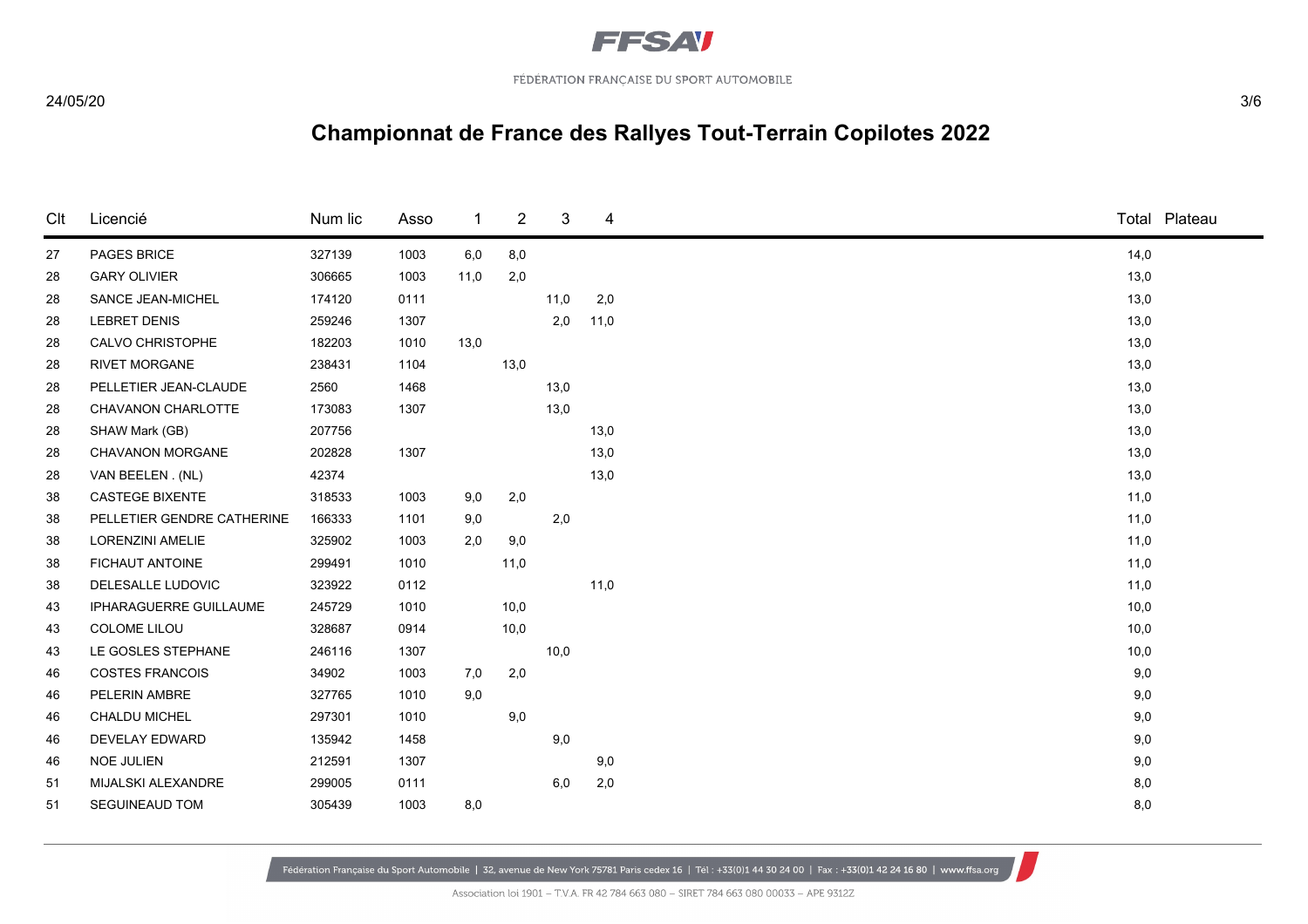# Championnat de France des Rallyes Tout-Terrain Copilotes 2022

| Clt | Licencié | Num lic | Asso | 1 | 2 | 3 | 4 | Total | Plateau |
|---|---|---|---|---|---|---|---|---|---|
| 27 | PAGES BRICE | 327139 | 1003 | 6,0 | 8,0 | | | 14,0 | |
| 28 | GARY OLIVIER | 306665 | 1003 | 11,0 | 2,0 | | | 13,0 | |
| 28 | SANCE JEAN-MICHEL | 174120 | 0111 | | | 11,0 | 2,0 | 13,0 | |
| 28 | LEBRET DENIS | 259246 | 1307 | | | 2,0 | 11,0 | 13,0 | |
| 28 | CALVO CHRISTOPHE | 182203 | 1010 | 13,0 | | | | 13,0 | |
| 28 | RIVET MORGANE | 238431 | 1104 | | 13,0 | | | 13,0 | |
| 28 | PELLETIER JEAN-CLAUDE | 2560 | 1468 | | | 13,0 | | 13,0 | |
| 28 | CHAVANON CHARLOTTE | 173083 | 1307 | | | 13,0 | | 13,0 | |
| 28 | SHAW Mark (GB) | 207756 | | | | | 13,0 | 13,0 | |
| 28 | CHAVANON MORGANE | 202828 | 1307 | | | | 13,0 | 13,0 | |
| 28 | VAN BEELEN . (NL) | 42374 | | | | | 13,0 | 13,0 | |
| 38 | CASTEGE BIXENTE | 318533 | 1003 | 9,0 | 2,0 | | | 11,0 | |
| 38 | PELLETIER GENDRE CATHERINE | 166333 | 1101 | 9,0 | | 2,0 | | 11,0 | |
| 38 | LORENZINI AMELIE | 325902 | 1003 | 2,0 | 9,0 | | | 11,0 | |
| 38 | FICHAUT ANTOINE | 299491 | 1010 | | 11,0 | | | 11,0 | |
| 38 | DELESALLE LUDOVIC | 323922 | 0112 | | | | 11,0 | 11,0 | |
| 43 | IPHARAGUERRE GUILLAUME | 245729 | 1010 | | 10,0 | | | 10,0 | |
| 43 | COLOME LILOU | 328687 | 0914 | | 10,0 | | | 10,0 | |
| 43 | LE GOSLES STEPHANE | 246116 | 1307 | | | 10,0 | | 10,0 | |
| 46 | COSTES FRANCOIS | 34902 | 1003 | 7,0 | 2,0 | | | 9,0 | |
| 46 | PELERIN AMBRE | 327765 | 1010 | 9,0 | | | | 9,0 | |
| 46 | CHALDU MICHEL | 297301 | 1010 | | 9,0 | | | 9,0 | |
| 46 | DEVELAY EDWARD | 135942 | 1458 | | | 9,0 | | 9,0 | |
| 46 | NOE JULIEN | 212591 | 1307 | | | | 9,0 | 9,0 | |
| 51 | MIJALSKI ALEXANDRE | 299005 | 0111 | | | 6,0 | 2,0 | 8,0 | |
| 51 | SEGUINEAUD TOM | 305439 | 1003 | 8,0 | | | | 8,0 | |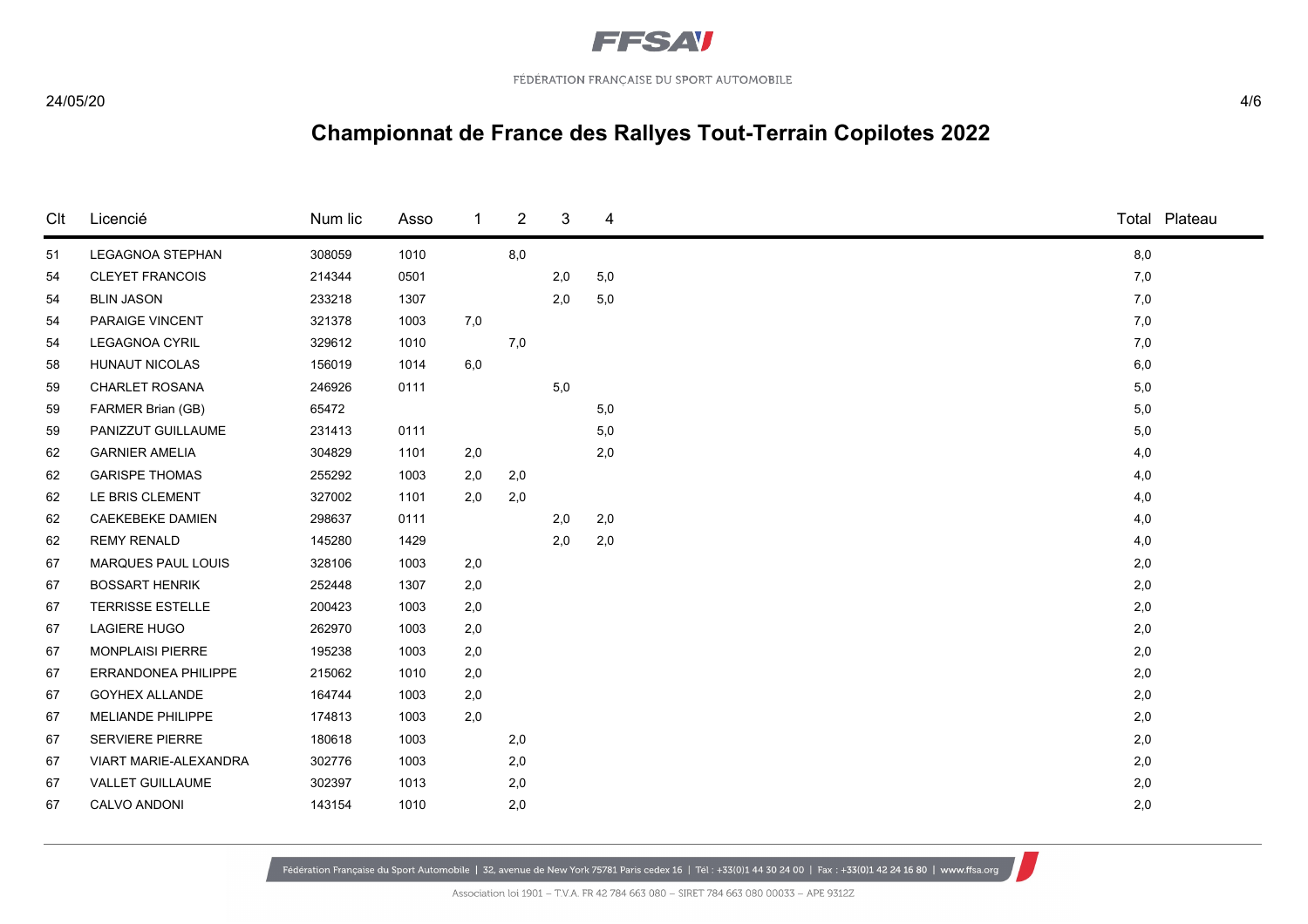# Championnat de France des Rallyes Tout-Terrain Copilotes 2022

| Clt | Licencié | Num lic | Asso | 1 | 2 | 3 | 4 | Total | Plateau |
|---|---|---|---|---|---|---|---|---|---|
| 51 | LEGAGNOA STEPHAN | 308059 | 1010 | | 8,0 | | | 8,0 | |
| 54 | CLEYET FRANCOIS | 214344 | 0501 | | | 2,0 | 5,0 | 7,0 | |
| 54 | BLIN JASON | 233218 | 1307 | | | 2,0 | 5,0 | 7,0 | |
| 54 | PARAIGE VINCENT | 321378 | 1003 | 7,0 | | | | 7,0 | |
| 54 | LEGAGNOA CYRIL | 329612 | 1010 | | 7,0 | | | 7,0 | |
| 58 | HUNAUT NICOLAS | 156019 | 1014 | 6,0 | | | | 6,0 | |
| 59 | CHARLET ROSANA | 246926 | 0111 | | | 5,0 | | 5,0 | |
| 59 | FARMER Brian (GB) | 65472 | | | | | 5,0 | 5,0 | |
| 59 | PANIZZUT GUILLAUME | 231413 | 0111 | | | | 5,0 | 5,0 | |
| 62 | GARNIER AMELIA | 304829 | 1101 | 2,0 | | | 2,0 | 4,0 | |
| 62 | GARISPE THOMAS | 255292 | 1003 | 2,0 | 2,0 | | | 4,0 | |
| 62 | LE BRIS CLEMENT | 327002 | 1101 | 2,0 | 2,0 | | | 4,0 | |
| 62 | CAEKEBEKE DAMIEN | 298637 | 0111 | | | 2,0 | 2,0 | 4,0 | |
| 62 | REMY RENALD | 145280 | 1429 | | | 2,0 | 2,0 | 4,0 | |
| 67 | MARQUES PAUL LOUIS | 328106 | 1003 | 2,0 | | | | 2,0 | |
| 67 | BOSSART HENRIK | 252448 | 1307 | 2,0 | | | | 2,0 | |
| 67 | TERRISSE ESTELLE | 200423 | 1003 | 2,0 | | | | 2,0 | |
| 67 | LAGIERE HUGO | 262970 | 1003 | 2,0 | | | | 2,0 | |
| 67 | MONPLAISI PIERRE | 195238 | 1003 | 2,0 | | | | 2,0 | |
| 67 | ERRANDONEA PHILIPPE | 215062 | 1010 | 2,0 | | | | 2,0 | |
| 67 | GOYHEX ALLANDE | 164744 | 1003 | 2,0 | | | | 2,0 | |
| 67 | MELIANDE PHILIPPE | 174813 | 1003 | 2,0 | | | | 2,0 | |
| 67 | SERVIERE PIERRE | 180618 | 1003 | | 2,0 | | | 2,0 | |
| 67 | VIART MARIE-ALEXANDRA | 302776 | 1003 | | 2,0 | | | 2,0 | |
| 67 | VALLET GUILLAUME | 302397 | 1013 | | 2,0 | | | 2,0 | |
| 67 | CALVO ANDONI | 143154 | 1010 | | 2,0 | | | 2,0 | |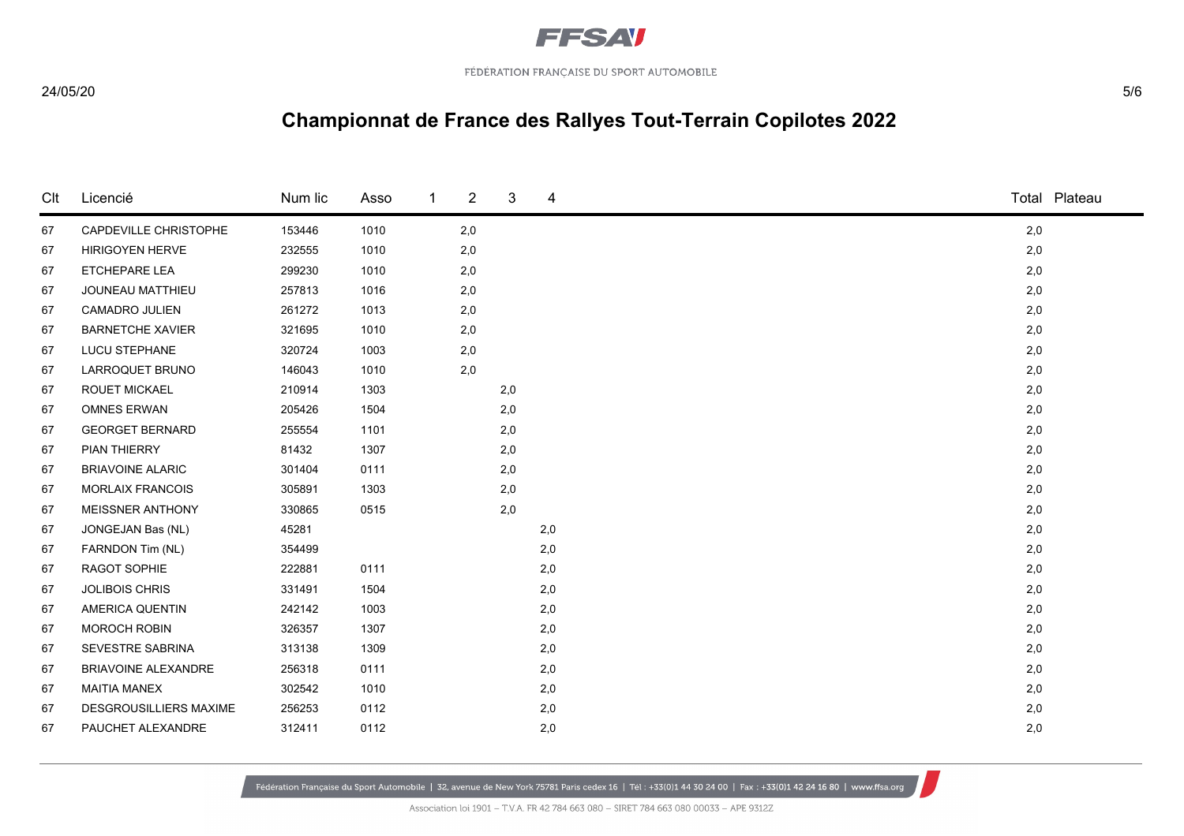# Championnat de France des Rallyes Tout-Terrain Copilotes 2022

| Clt | Licencié | Num lic | Asso | 1 | 2 | 3 | 4 | Total | Plateau |
|---|---|---|---|---|---|---|---|---|---|
| 67 | CAPDEVILLE CHRISTOPHE | 153446 | 1010 | | 2,0 | | | 2,0 | |
| 67 | HIRIGOYEN HERVE | 232555 | 1010 | | 2,0 | | | 2,0 | |
| 67 | ETCHEPARE LEA | 299230 | 1010 | | 2,0 | | | 2,0 | |
| 67 | JOUNEAU MATTHIEU | 257813 | 1016 | | 2,0 | | | 2,0 | |
| 67 | CAMADRO JULIEN | 261272 | 1013 | | 2,0 | | | 2,0 | |
| 67 | BARNETCHE XAVIER | 321695 | 1010 | | 2,0 | | | 2,0 | |
| 67 | LUCU STEPHANE | 320724 | 1003 | | 2,0 | | | 2,0 | |
| 67 | LARROQUET BRUNO | 146043 | 1010 | | 2,0 | | | 2,0 | |
| 67 | ROUET MICKAEL | 210914 | 1303 | | | 2,0 | | 2,0 | |
| 67 | OMNES ERWAN | 205426 | 1504 | | | 2,0 | | 2,0 | |
| 67 | GEORGET BERNARD | 255554 | 1101 | | | 2,0 | | 2,0 | |
| 67 | PIAN THIERRY | 81432 | 1307 | | | 2,0 | | 2,0 | |
| 67 | BRIAVOINE ALARIC | 301404 | 0111 | | | 2,0 | | 2,0 | |
| 67 | MORLAIX FRANCOIS | 305891 | 1303 | | | 2,0 | | 2,0 | |
| 67 | MEISSNER ANTHONY | 330865 | 0515 | | | 2,0 | | 2,0 | |
| 67 | JONGEJAN Bas (NL) | 45281 | | | | | 2,0 | 2,0 | |
| 67 | FARNDON Tim (NL) | 354499 | | | | | 2,0 | 2,0 | |
| 67 | RAGOT SOPHIE | 222881 | 0111 | | | | 2,0 | 2,0 | |
| 67 | JOLIBOIS CHRIS | 331491 | 1504 | | | | 2,0 | 2,0 | |
| 67 | AMERICA QUENTIN | 242142 | 1003 | | | | 2,0 | 2,0 | |
| 67 | MOROCH ROBIN | 326357 | 1307 | | | | 2,0 | 2,0 | |
| 67 | SEVESTRE SABRINA | 313138 | 1309 | | | | 2,0 | 2,0 | |
| 67 | BRIAVOINE ALEXANDRE | 256318 | 0111 | | | | 2,0 | 2,0 | |
| 67 | MAITIA MANEX | 302542 | 1010 | | | | 2,0 | 2,0 | |
| 67 | DESGROUSILLIERS MAXIME | 256253 | 0112 | | | | 2,0 | 2,0 | |
| 67 | PAUCHET ALEXANDRE | 312411 | 0112 | | | | 2,0 | 2,0 | |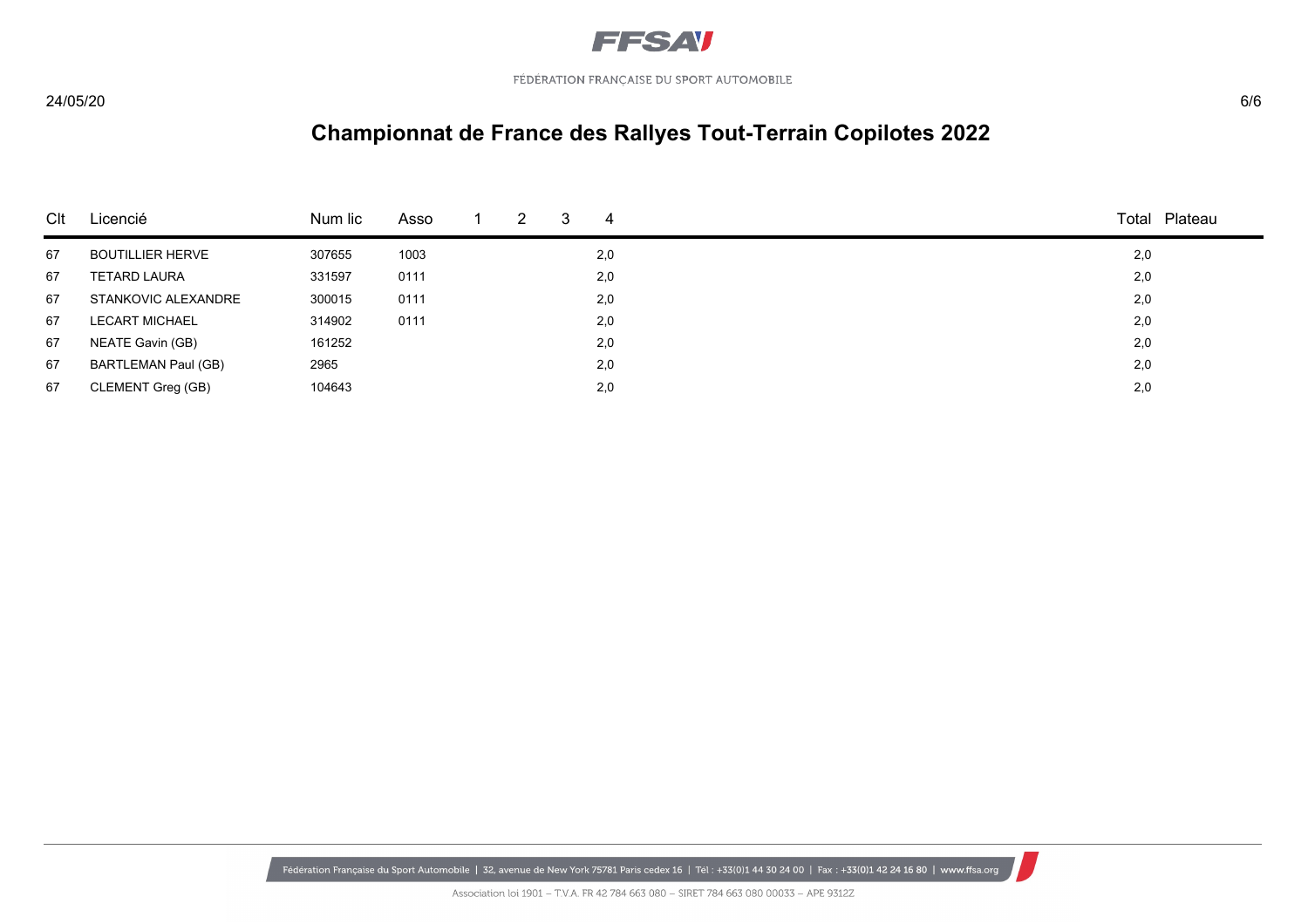# Championnat de France des Rallyes Tout-Terrain Copilotes 2022

| Clt | Licencié | Num lic | Asso | 1 | 2 | 3 | 4 | Total | Plateau |
|---|---|---|---|---|---|---|---|---|---|
| 67 | BOUTILLIER HERVE | 307655 | 1003 | | | | 2,0 | 2,0 | |
| 67 | TETARD LAURA | 331597 | 0111 | | | | 2,0 | 2,0 | |
| 67 | STANKOVIC ALEXANDRE | 300015 | 0111 | | | | 2,0 | 2,0 | |
| 67 | LECART MICHAEL | 314902 | 0111 | | | | 2,0 | 2,0 | |
| 67 | NEATE Gavin (GB) | 161252 | | | | | 2,0 | 2,0 | |
| 67 | BARTLEMAN Paul (GB) | 2965 | | | | | 2,0 | 2,0 | |
| 67 | CLEMENT Greg (GB) | 104643 | | | | | 2,0 | 2,0 | |